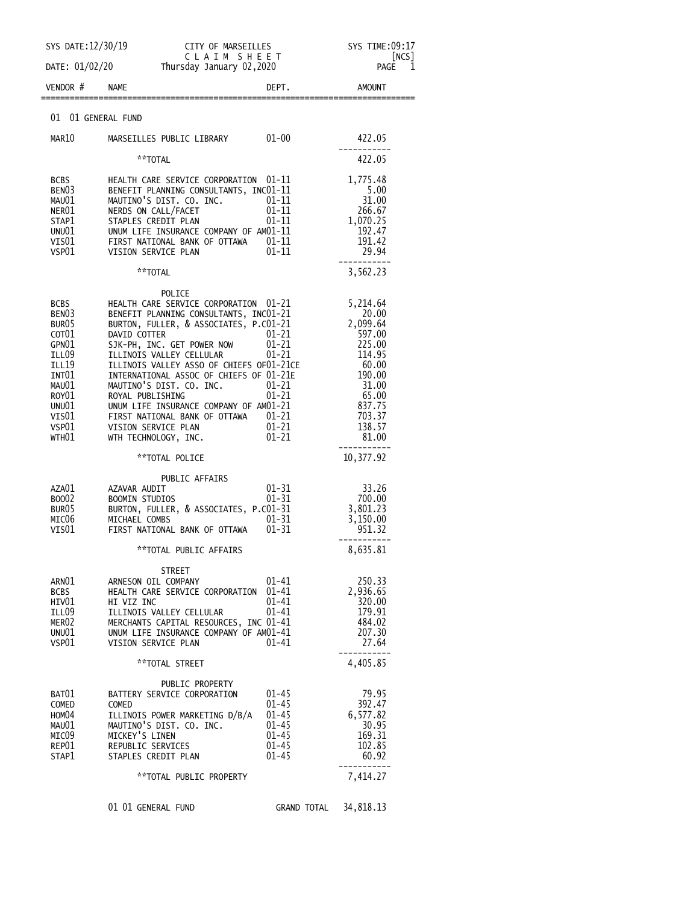SYS DATE:12/30/19 CITY OF MARSEILLES SYS TIME:09:17
[NCS]
DATE: 01/02/20 **C L A I M S H E E T**
Thursday January 02,2020

| VENDOR # | NAME | DEPT. | AMOUNT |
|---|---|---|---|
| | **01 01 GENERAL FUND** | | |
| MAR10 | MARSEILLES PUBLIC LIBRARY | 01-00 | 422.05 |
| | **TOTAL | | 422.05 |
| BCBS | HEALTH CARE SERVICE CORPORATION | 01-11 | 1,775.48 |
| BEN03 | BENEFIT PLANNING CONSULTANTS, INC | 01-11 | 5.00 |
| MAU01 | MAUTINO'S DIST. CO. INC. | 01-11 | 31.00 |
| NER01 | NERDS ON CALL/FACET | 01-11 | 266.67 |
| STAP1 | STAPLES CREDIT PLAN | 01-11 | 1,070.25 |
| UNU01 | UNUM LIFE INSURANCE COMPANY OF AM | 01-11 | 192.47 |
| VIS01 | FIRST NATIONAL BANK OF OTTAWA | 01-11 | 191.42 |
| VSP01 | VISION SERVICE PLAN | 01-11 | 29.94 |
| | **TOTAL | | 3,562.23 |
| | POLICE | | |
| BCBS | HEALTH CARE SERVICE CORPORATION | 01-21 | 5,214.64 |
| BEN03 | BENEFIT PLANNING CONSULTANTS, INC | 01-21 | 20.00 |
| BUR05 | BURTON, FULLER, & ASSOCIATES, P.C | 01-21 | 2,099.64 |
| COT01 | DAVID COTTER | 01-21 | 597.00 |
| GPN01 | SJK-PH, INC. GET POWER NOW | 01-21 | 225.00 |
| ILL09 | ILLINOIS VALLEY CELLULAR | 01-21 | 114.95 |
| ILL19 | ILLINOIS VALLEY ASSO OF CHIEFS OF | 01-21CE | 60.00 |
| INT01 | INTERNATIONAL ASSOC OF CHIEFS OF | 01-21E | 190.00 |
| MAU01 | MAUTINO'S DIST. CO. INC. | 01-21 | 31.00 |
| ROY01 | ROYAL PUBLISHING | 01-21 | 65.00 |
| UNU01 | UNUM LIFE INSURANCE COMPANY OF AM | 01-21 | 837.75 |
| VIS01 | FIRST NATIONAL BANK OF OTTAWA | 01-21 | 703.37 |
| VSP01 | VISION SERVICE PLAN | 01-21 | 138.57 |
| WTH01 | WTH TECHNOLOGY, INC. | 01-21 | 81.00 |
| | **TOTAL POLICE | | 10,377.92 |
| | PUBLIC AFFAIRS | | |
| AZA01 | AZAVAR AUDIT | 01-31 | 33.26 |
| BOO02 | BOOMIN STUDIOS | 01-31 | 700.00 |
| BUR05 | BURTON, FULLER, & ASSOCIATES, P.C | 01-31 | 3,801.23 |
| MIC06 | MICHAEL COMBS | 01-31 | 3,150.00 |
| VIS01 | FIRST NATIONAL BANK OF OTTAWA | 01-31 | 951.32 |
| | **TOTAL PUBLIC AFFAIRS | | 8,635.81 |
| | STREET | | |
| ARN01 | ARNESON OIL COMPANY | 01-41 | 250.33 |
| BCBS | HEALTH CARE SERVICE CORPORATION | 01-41 | 2,936.65 |
| HIV01 | HI VIZ INC | 01-41 | 320.00 |
| ILL09 | ILLINOIS VALLEY CELLULAR | 01-41 | 179.91 |
| MER02 | MERCHANTS CAPITAL RESOURCES, INC | 01-41 | 484.02 |
| UNU01 | UNUM LIFE INSURANCE COMPANY OF AM | 01-41 | 207.30 |
| VSP01 | VISION SERVICE PLAN | 01-41 | 27.64 |
| | **TOTAL STREET | | 4,405.85 |
| | PUBLIC PROPERTY | | |
| BAT01 | BATTERY SERVICE CORPORATION | 01-45 | 79.95 |
| COMED | COMED | 01-45 | 392.47 |
| HOM04 | ILLINOIS POWER MARKETING D/B/A | 01-45 | 6,577.82 |
| MAU01 | MAUTINO'S DIST. CO. INC. | 01-45 | 30.95 |
| MIC09 | MICKEY'S LINEN | 01-45 | 169.31 |
| REP01 | REPUBLIC SERVICES | 01-45 | 102.85 |
| STAP1 | STAPLES CREDIT PLAN | 01-45 | 60.92 |
| | **TOTAL PUBLIC PROPERTY | | 7,414.27 |
| | 01 01 GENERAL FUND | GRAND TOTAL | 34,818.13 |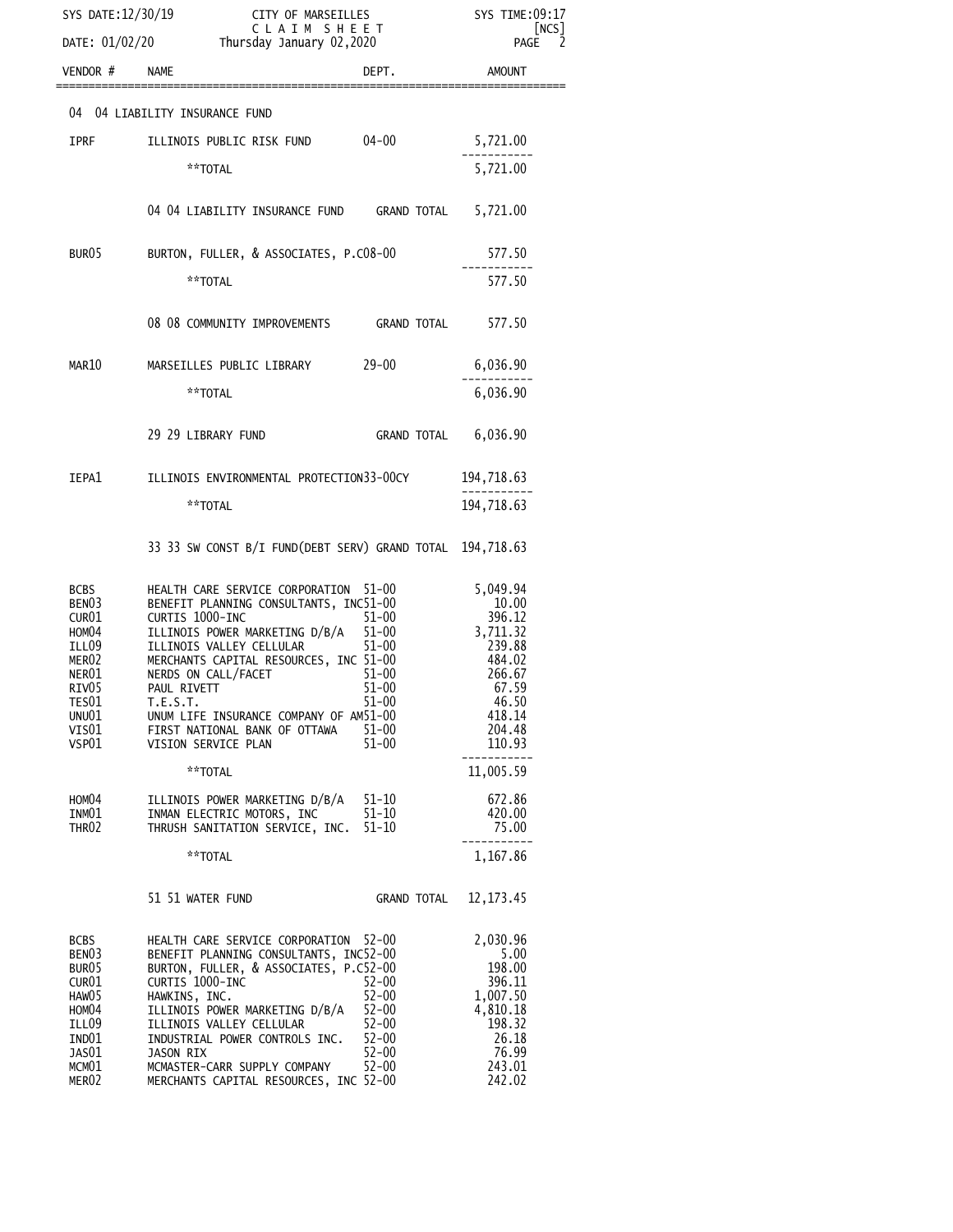SYS DATE:12/30/19 CITY OF MARSEILLES SYS TIME:09:17
C L A I M S H E E T [NCS]
DATE: 01/02/20 Thursday January 02,2020

| VENDOR # | NAME | DEPT. | AMOUNT |
|---|---|---|---|
| | **04 04 LIABILITY INSURANCE FUND** | | |
| IPRF | ILLINOIS PUBLIC RISK FUND | 04-00 | 5,721.00 |
| | **TOTAL | | 5,721.00 |
| | 04 04 LIABILITY INSURANCE FUND | GRAND TOTAL | 5,721.00 |
| BUR05 | BURTON, FULLER, & ASSOCIATES, P.C | 08-00 | 577.50 |
| | **TOTAL | | 577.50 |
| | 08 08 COMMUNITY IMPROVEMENTS | GRAND TOTAL | 577.50 |
| MAR10 | MARSEILLES PUBLIC LIBRARY | 29-00 | 6,036.90 |
| | **TOTAL | | 6,036.90 |
| | 29 29 LIBRARY FUND | GRAND TOTAL | 6,036.90 |
| IEPA1 | ILLINOIS ENVIRONMENTAL PROTECTION | 33-00CY | 194,718.63 |
| | **TOTAL | | 194,718.63 |
| | 33 33 SW CONST B/I FUND(DEBT SERV) | GRAND TOTAL | 194,718.63 |
| BCBS | HEALTH CARE SERVICE CORPORATION | 51-00 | 5,049.94 |
| BEN03 | BENEFIT PLANNING CONSULTANTS, INC | 51-00 | 10.00 |
| CUR01 | CURTIS 1000-INC | 51-00 | 396.12 |
| HOM04 | ILLINOIS POWER MARKETING D/B/A | 51-00 | 3,711.32 |
| ILL09 | ILLINOIS VALLEY CELLULAR | 51-00 | 239.88 |
| MER02 | MERCHANTS CAPITAL RESOURCES, INC | 51-00 | 484.02 |
| NER01 | NERDS ON CALL/FACET | 51-00 | 266.67 |
| RIV05 | PAUL RIVETT | 51-00 | 67.59 |
| TES01 | T.E.S.T. | 51-00 | 46.50 |
| UNU01 | UNUM LIFE INSURANCE COMPANY OF AM | 51-00 | 418.14 |
| VIS01 | FIRST NATIONAL BANK OF OTTAWA | 51-00 | 204.48 |
| VSP01 | VISION SERVICE PLAN | 51-00 | 110.93 |
| | **TOTAL | | 11,005.59 |
| HOM04 | ILLINOIS POWER MARKETING D/B/A | 51-10 | 672.86 |
| INM01 | INMAN ELECTRIC MOTORS, INC | 51-10 | 420.00 |
| THR02 | THRUSH SANITATION SERVICE, INC. | 51-10 | 75.00 |
| | **TOTAL | | 1,167.86 |
| | 51 51 WATER FUND | GRAND TOTAL | 12,173.45 |
| BCBS | HEALTH CARE SERVICE CORPORATION | 52-00 | 2,030.96 |
| BEN03 | BENEFIT PLANNING CONSULTANTS, INC | 52-00 | 5.00 |
| BUR05 | BURTON, FULLER, & ASSOCIATES, P.C | 52-00 | 198.00 |
| CUR01 | CURTIS 1000-INC | 52-00 | 396.11 |
| HAW05 | HAWKINS, INC. | 52-00 | 1,007.50 |
| HOM04 | ILLINOIS POWER MARKETING D/B/A | 52-00 | 4,810.18 |
| ILL09 | ILLINOIS VALLEY CELLULAR | 52-00 | 198.32 |
| IND01 | INDUSTRIAL POWER CONTROLS INC. | 52-00 | 26.18 |
| JAS01 | JASON RIX | 52-00 | 76.99 |
| MCM01 | MCMASTER-CARR SUPPLY COMPANY | 52-00 | 243.01 |
| MER02 | MERCHANTS CAPITAL RESOURCES, INC | 52-00 | 242.02 |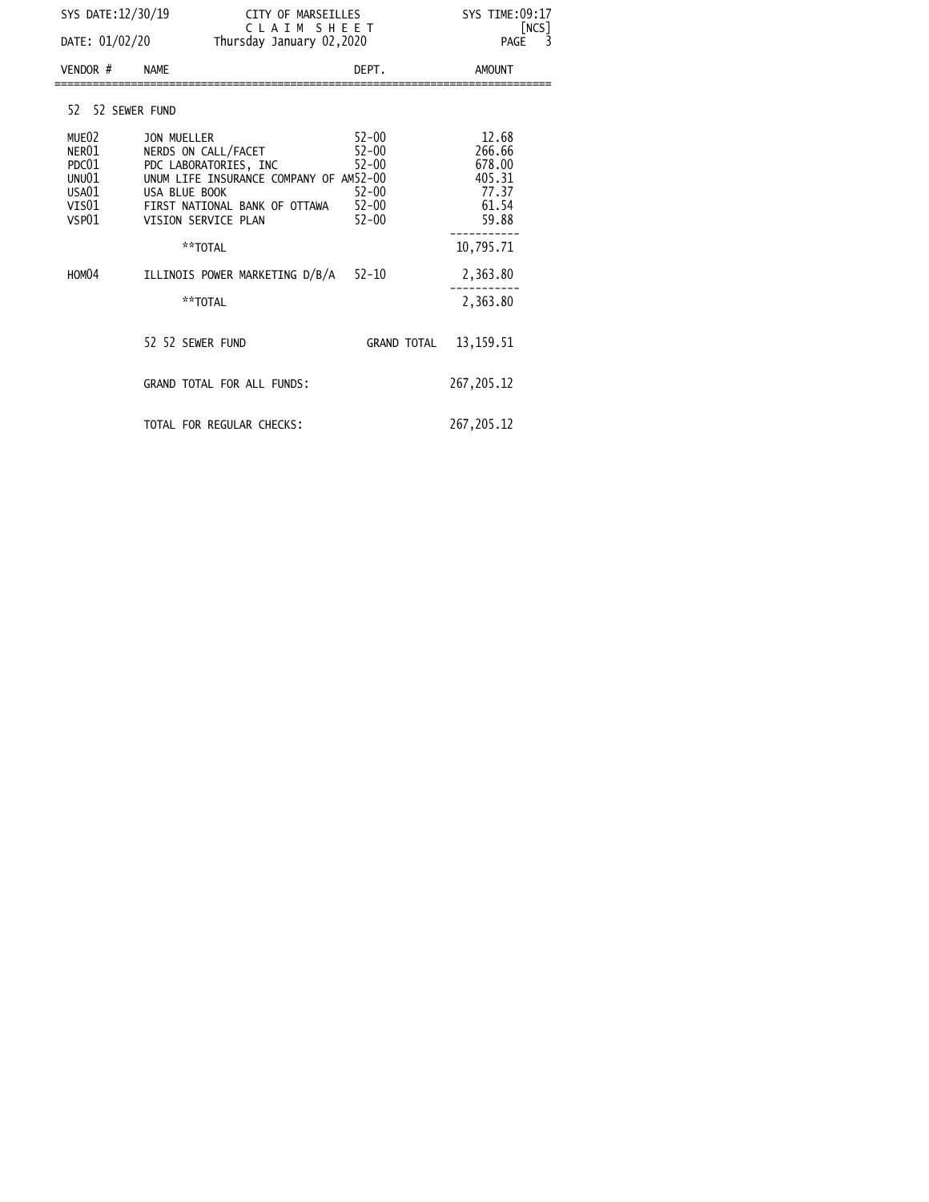SYS DATE:12/30/19 — CITY OF MARSEILLES — SYS TIME:09:17

CLAIM SHEET — [NCS]

DATE: 01/02/20 — Thursday January 02,2020 — PAGE 3

| VENDOR # | NAME | DEPT. | AMOUNT |
|---|---|---|---|
| 52 52 SEWER FUND | | | |
| MUE02 | JON MUELLER | 52-00 | 12.68 |
| NER01 | NERDS ON CALL/FACET | 52-00 | 266.66 |
| PDC01 | PDC LABORATORIES, INC | 52-00 | 678.00 |
| UNU01 | UNUM LIFE INSURANCE COMPANY OF AM | 52-00 | 405.31 |
| USA01 | USA BLUE BOOK | 52-00 | 77.37 |
| VIS01 | FIRST NATIONAL BANK OF OTTAWA | 52-00 | 61.54 |
| VSP01 | VISION SERVICE PLAN | 52-00 | 59.88 |
| | **TOTAL | | 10,795.71 |
| HOM04 | ILLINOIS POWER MARKETING D/B/A | 52-10 | 2,363.80 |
| | **TOTAL | | 2,363.80 |
| | 52 52 SEWER FUND | GRAND TOTAL | 13,159.51 |
| | GRAND TOTAL FOR ALL FUNDS: | | 267,205.12 |
| | TOTAL FOR REGULAR CHECKS: | | 267,205.12 |